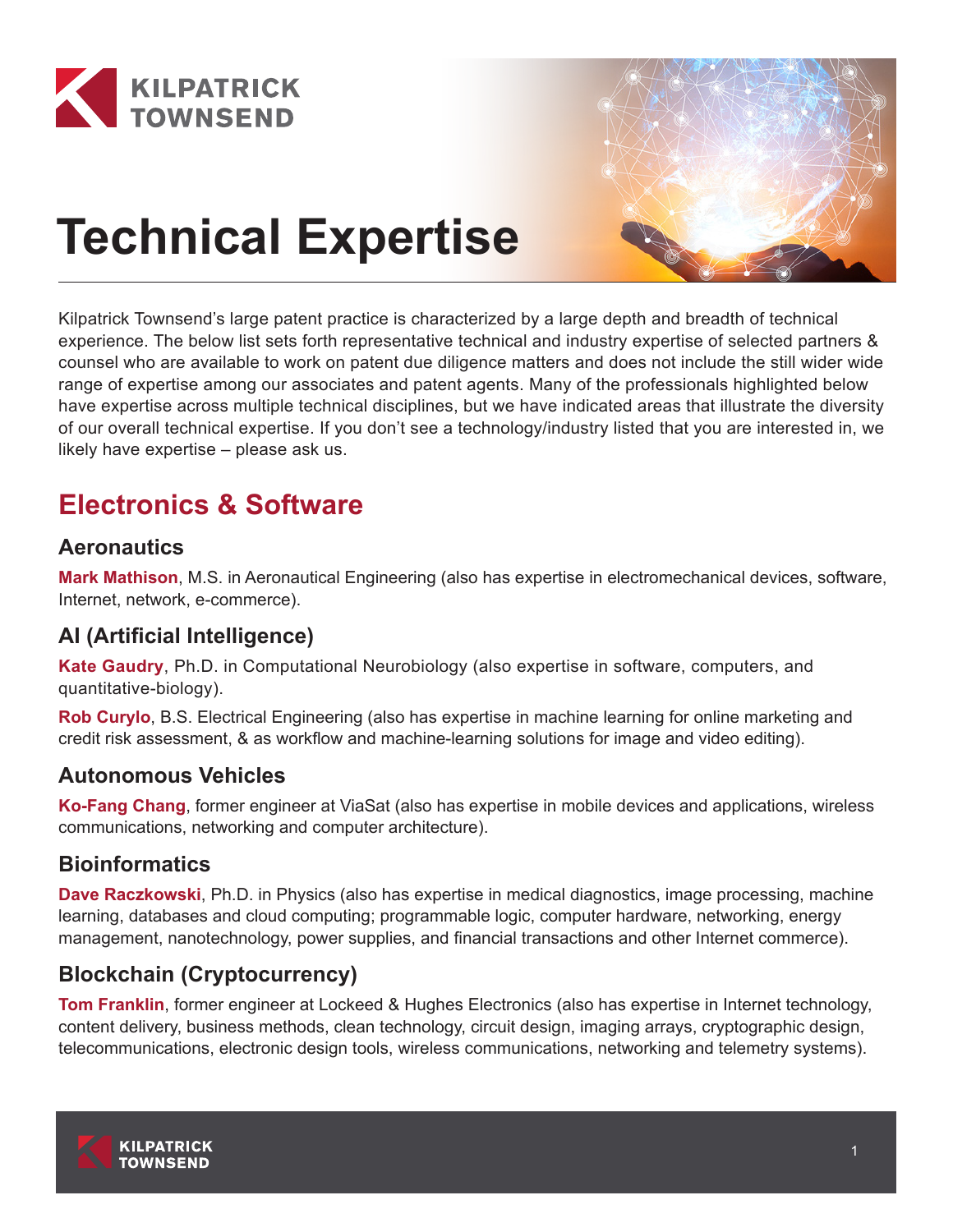# Technical Expertise

Kilpatrick Townsend's large patent practice is characterized by a large depth and breadth of technical experience. The below list sets forth representative technical and industry expertise of selected partners & counsel who are available to work on patent due diligence matters and does not include the still wider wide range of expertise among our associates and patent agents. Many of the professionals highlighted below have expertise across multiple technical disciplines, but we have indicated areas that illustrate the diversity of our overall technical expertise. If you don't see a technology/industry listed that you are interested in, we likely have expertise – please ask us.

## Electronics & Software

### Aeronautics

**Mark Mathison**, M.S. in Aeronautical Engineering (also has expertise in electromechanical devices, software, Internet, network, e-commerce).

### AI (Artificial Intelligence)

**Kate Gaudry**, Ph.D. in Computational Neurobiology (also expertise in software, computers, and quantitative-biology).

**Rob Curylo**, B.S. Electrical Engineering (also has expertise in machine learning for online marketing and credit risk assessment, & as workflow and machine-learning solutions for image and video editing).

### Autonomous Vehicles

**Ko-Fang Chang**, former engineer at ViaSat (also has expertise in mobile devices and applications, wireless communications, networking and computer architecture).

### Bioinformatics

**Dave Raczkowski**, Ph.D. in Physics (also has expertise in medical diagnostics, image processing, machine learning, databases and cloud computing; programmable logic, computer hardware, networking, energy management, nanotechnology, power supplies, and financial transactions and other Internet commerce).

### Blockchain (Cryptocurrency)

**Tom Franklin**, former engineer at Lockeed & Hughes Electronics (also has expertise in Internet technology, content delivery, business methods, clean technology, circuit design, imaging arrays, cryptographic design, telecommunications, electronic design tools, wireless communications, networking and telemetry systems).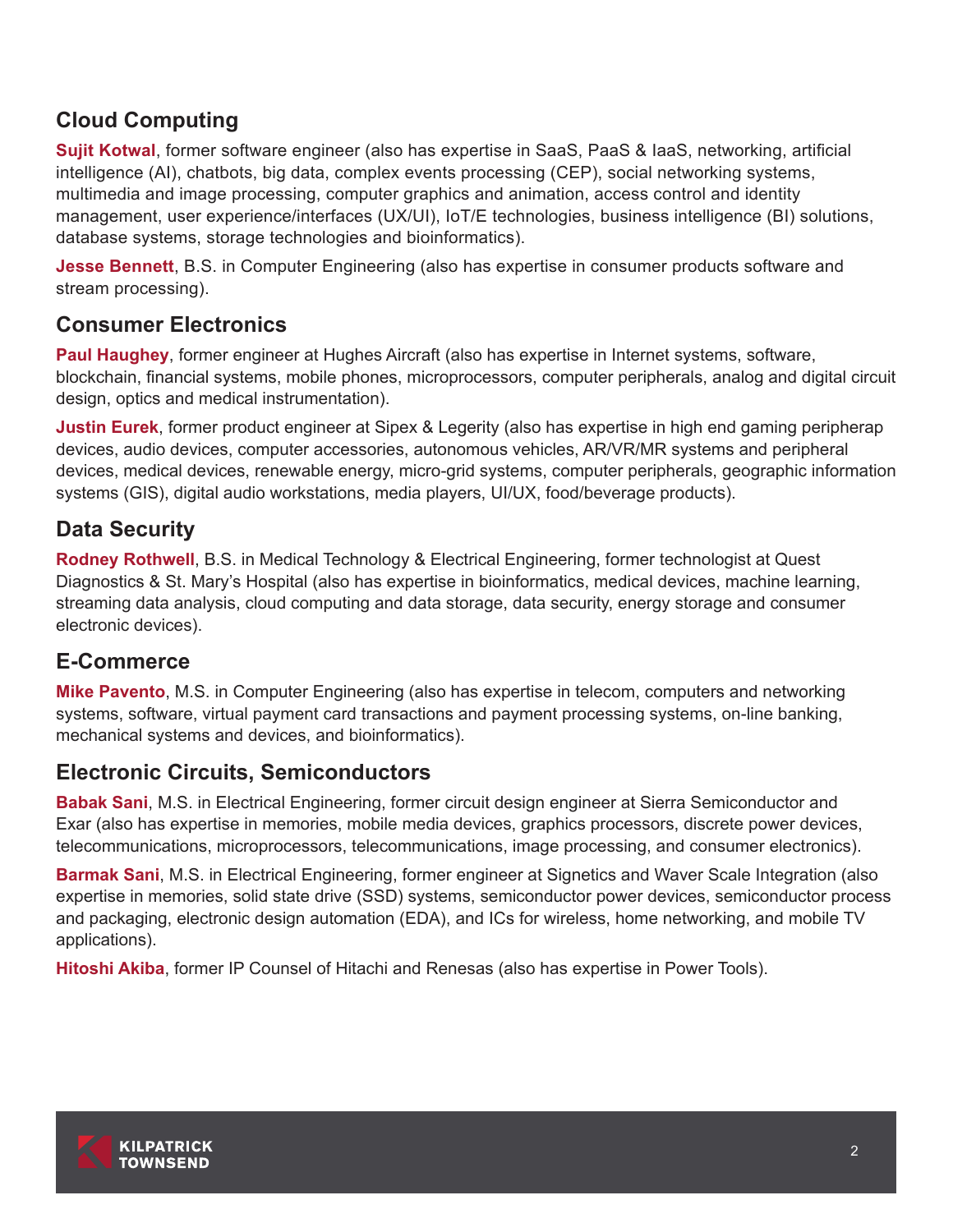## Cloud Computing

**Sujit Kotwal**, former software engineer (also has expertise in SaaS, PaaS & IaaS, networking, artificial intelligence (AI), chatbots, big data, complex events processing (CEP), social networking systems, multimedia and image processing, computer graphics and animation, access control and identity management, user experience/interfaces (UX/UI), IoT/E technologies, business intelligence (BI) solutions, database systems, storage technologies and bioinformatics).

**Jesse Bennett**, B.S. in Computer Engineering (also has expertise in consumer products software and stream processing).

## Consumer Electronics

**Paul Haughey**, former engineer at Hughes Aircraft (also has expertise in Internet systems, software, blockchain, financial systems, mobile phones, microprocessors, computer peripherals, analog and digital circuit design, optics and medical instrumentation).

**Justin Eurek**, former product engineer at Sipex & Legerity (also has expertise in high end gaming peripherap devices, audio devices, computer accessories, autonomous vehicles, AR/VR/MR systems and peripheral devices, medical devices, renewable energy, micro-grid systems, computer peripherals, geographic information systems (GIS), digital audio workstations, media players, UI/UX, food/beverage products).

## Data Security

**Rodney Rothwell**, B.S. in Medical Technology & Electrical Engineering, former technologist at Quest Diagnostics & St. Mary's Hospital (also has expertise in bioinformatics, medical devices, machine learning, streaming data analysis, cloud computing and data storage, data security, energy storage and consumer electronic devices).

## E-Commerce

**Mike Pavento**, M.S. in Computer Engineering (also has expertise in telecom, computers and networking systems, software, virtual payment card transactions and payment processing systems, on-line banking, mechanical systems and devices, and bioinformatics).

## Electronic Circuits, Semiconductors

**Babak Sani**, M.S. in Electrical Engineering, former circuit design engineer at Sierra Semiconductor and Exar (also has expertise in memories, mobile media devices, graphics processors, discrete power devices, telecommunications, microprocessors, telecommunications, image processing, and consumer electronics).

**Barmak Sani**, M.S. in Electrical Engineering, former engineer at Signetics and Waver Scale Integration (also expertise in memories, solid state drive (SSD) systems, semiconductor power devices, semiconductor process and packaging, electronic design automation (EDA), and ICs for wireless, home networking, and mobile TV applications).

**Hitoshi Akiba**, former IP Counsel of Hitachi and Renesas (also has expertise in Power Tools).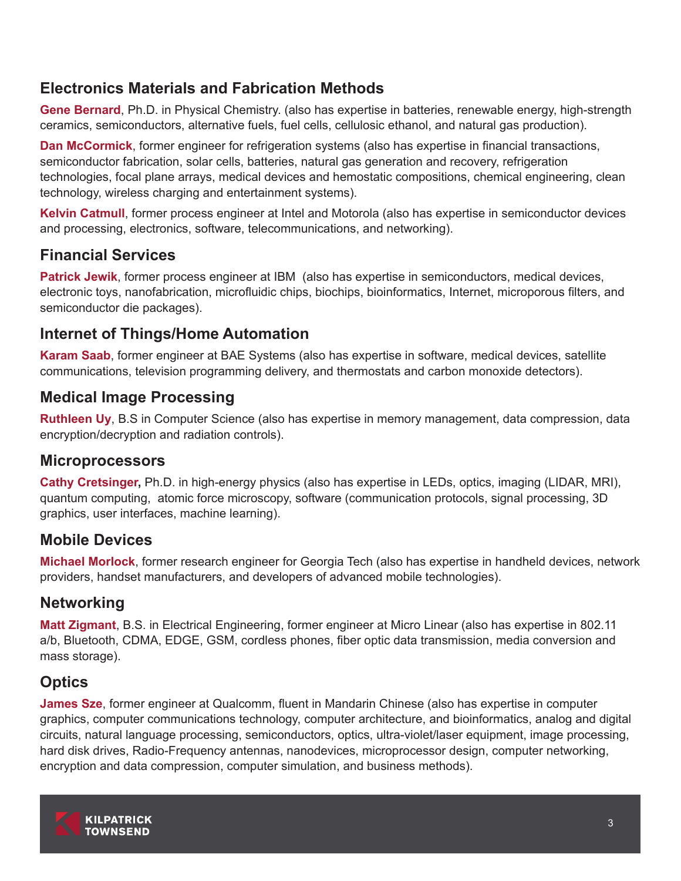## Electronics Materials and Fabrication Methods

**Gene Bernard**, Ph.D. in Physical Chemistry. (also has expertise in batteries, renewable energy, high-strength ceramics, semiconductors, alternative fuels, fuel cells, cellulosic ethanol, and natural gas production).

**Dan McCormick**, former engineer for refrigeration systems (also has expertise in financial transactions, semiconductor fabrication, solar cells, batteries, natural gas generation and recovery, refrigeration technologies, focal plane arrays, medical devices and hemostatic compositions, chemical engineering, clean technology, wireless charging and entertainment systems).

**Kelvin Catmull**, former process engineer at Intel and Motorola (also has expertise in semiconductor devices and processing, electronics, software, telecommunications, and networking).

## Financial Services

**Patrick Jewik**, former process engineer at IBM (also has expertise in semiconductors, medical devices, electronic toys, nanofabrication, microfluidic chips, biochips, bioinformatics, Internet, microporous filters, and semiconductor die packages).

## Internet of Things/Home Automation

**Karam Saab**, former engineer at BAE Systems (also has expertise in software, medical devices, satellite communications, television programming delivery, and thermostats and carbon monoxide detectors).

## Medical Image Processing

**Ruthleen Uy**, B.S in Computer Science (also has expertise in memory management, data compression, data encryption/decryption and radiation controls).

## Microprocessors

**Cathy Cretsinger,** Ph.D. in high-energy physics (also has expertise in LEDs, optics, imaging (LIDAR, MRI), quantum computing, atomic force microscopy, software (communication protocols, signal processing, 3D graphics, user interfaces, machine learning).

## Mobile Devices

**Michael Morlock**, former research engineer for Georgia Tech (also has expertise in handheld devices, network providers, handset manufacturers, and developers of advanced mobile technologies).

## Networking

**Matt Zigmant**, B.S. in Electrical Engineering, former engineer at Micro Linear (also has expertise in 802.11 a/b, Bluetooth, CDMA, EDGE, GSM, cordless phones, fiber optic data transmission, media conversion and mass storage).

## Optics

**James Sze**, former engineer at Qualcomm, fluent in Mandarin Chinese (also has expertise in computer graphics, computer communications technology, computer architecture, and bioinformatics, analog and digital circuits, natural language processing, semiconductors, optics, ultra-violet/laser equipment, image processing, hard disk drives, Radio-Frequency antennas, nanodevices, microprocessor design, computer networking, encryption and data compression, computer simulation, and business methods).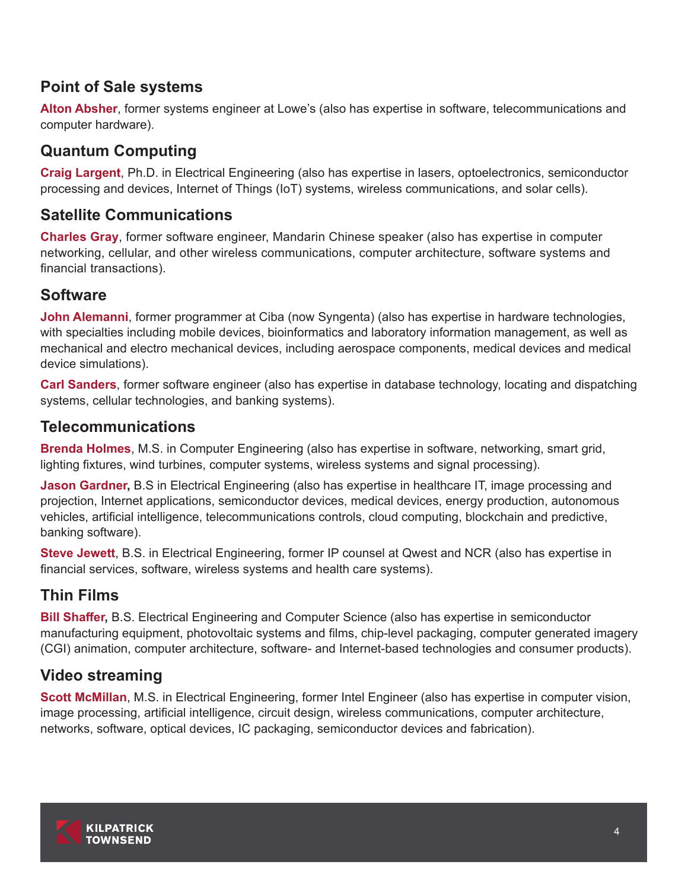## Point of Sale systems

**Alton Absher**, former systems engineer at Lowe's (also has expertise in software, telecommunications and computer hardware).

## Quantum Computing

**Craig Largent**, Ph.D. in Electrical Engineering (also has expertise in lasers, optoelectronics, semiconductor processing and devices, Internet of Things (IoT) systems, wireless communications, and solar cells).

## Satellite Communications

**Charles Gray**, former software engineer, Mandarin Chinese speaker (also has expertise in computer networking, cellular, and other wireless communications, computer architecture, software systems and financial transactions).

## Software

**John Alemanni**, former programmer at Ciba (now Syngenta) (also has expertise in hardware technologies, with specialties including mobile devices, bioinformatics and laboratory information management, as well as mechanical and electro mechanical devices, including aerospace components, medical devices and medical device simulations).

**Carl Sanders**, former software engineer (also has expertise in database technology, locating and dispatching systems, cellular technologies, and banking systems).

## Telecommunications

**Brenda Holmes**, M.S. in Computer Engineering (also has expertise in software, networking, smart grid, lighting fixtures, wind turbines, computer systems, wireless systems and signal processing).

**Jason Gardner,** B.S in Electrical Engineering (also has expertise in healthcare IT, image processing and projection, Internet applications, semiconductor devices, medical devices, energy production, autonomous vehicles, artificial intelligence, telecommunications controls, cloud computing, blockchain and predictive, banking software).

**Steve Jewett**, B.S. in Electrical Engineering, former IP counsel at Qwest and NCR (also has expertise in financial services, software, wireless systems and health care systems).

## Thin Films

**Bill Shaffer,** B.S. Electrical Engineering and Computer Science (also has expertise in semiconductor manufacturing equipment, photovoltaic systems and films, chip-level packaging, computer generated imagery (CGI) animation, computer architecture, software- and Internet-based technologies and consumer products).

## Video streaming

**Scott McMillan**, M.S. in Electrical Engineering, former Intel Engineer (also has expertise in computer vision, image processing, artificial intelligence, circuit design, wireless communications, computer architecture, networks, software, optical devices, IC packaging, semiconductor devices and fabrication).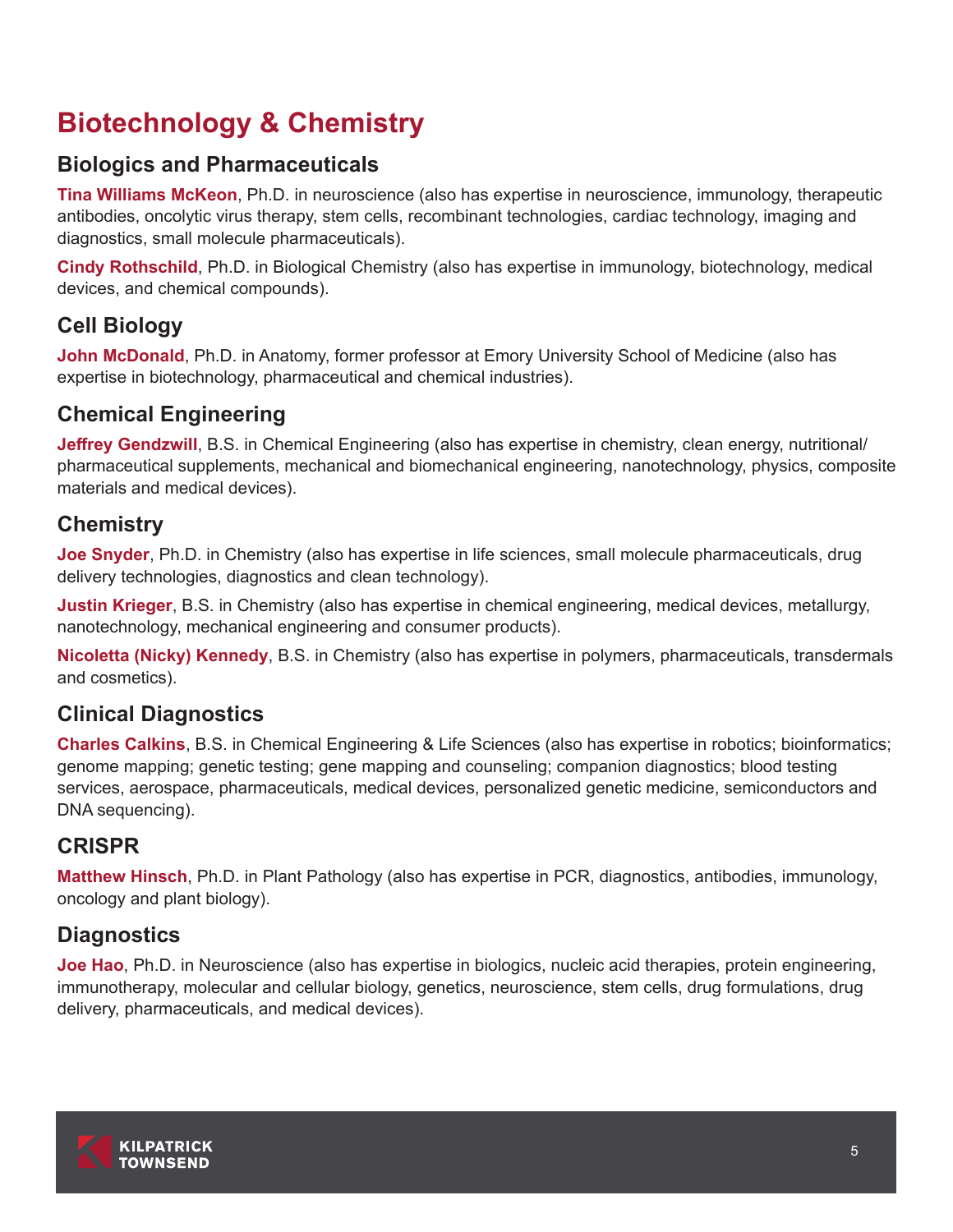# Biotechnology & Chemistry

## Biologics and Pharmaceuticals

**Tina Williams McKeon**, Ph.D. in neuroscience (also has expertise in neuroscience, immunology, therapeutic antibodies, oncolytic virus therapy, stem cells, recombinant technologies, cardiac technology, imaging and diagnostics, small molecule pharmaceuticals).

**Cindy Rothschild**, Ph.D. in Biological Chemistry (also has expertise in immunology, biotechnology, medical devices, and chemical compounds).

## Cell Biology

**John McDonald**, Ph.D. in Anatomy, former professor at Emory University School of Medicine (also has expertise in biotechnology, pharmaceutical and chemical industries).

## Chemical Engineering

**Jeffrey Gendzwill**, B.S. in Chemical Engineering (also has expertise in chemistry, clean energy, nutritional/pharmaceutical supplements, mechanical and biomechanical engineering, nanotechnology, physics, composite materials and medical devices).

## Chemistry

**Joe Snyder**, Ph.D. in Chemistry (also has expertise in life sciences, small molecule pharmaceuticals, drug delivery technologies, diagnostics and clean technology).

**Justin Krieger**, B.S. in Chemistry (also has expertise in chemical engineering, medical devices, metallurgy, nanotechnology, mechanical engineering and consumer products).

**Nicoletta (Nicky) Kennedy**, B.S. in Chemistry (also has expertise in polymers, pharmaceuticals, transdermals and cosmetics).

## Clinical Diagnostics

**Charles Calkins**, B.S. in Chemical Engineering & Life Sciences (also has expertise in robotics; bioinformatics; genome mapping; genetic testing; gene mapping and counseling; companion diagnostics; blood testing services, aerospace, pharmaceuticals, medical devices, personalized genetic medicine, semiconductors and DNA sequencing).

## CRISPR

**Matthew Hinsch**, Ph.D. in Plant Pathology (also has expertise in PCR, diagnostics, antibodies, immunology, oncology and plant biology).

## Diagnostics

**Joe Hao**, Ph.D. in Neuroscience (also has expertise in biologics, nucleic acid therapies, protein engineering, immunotherapy, molecular and cellular biology, genetics, neuroscience, stem cells, drug formulations, drug delivery, pharmaceuticals, and medical devices).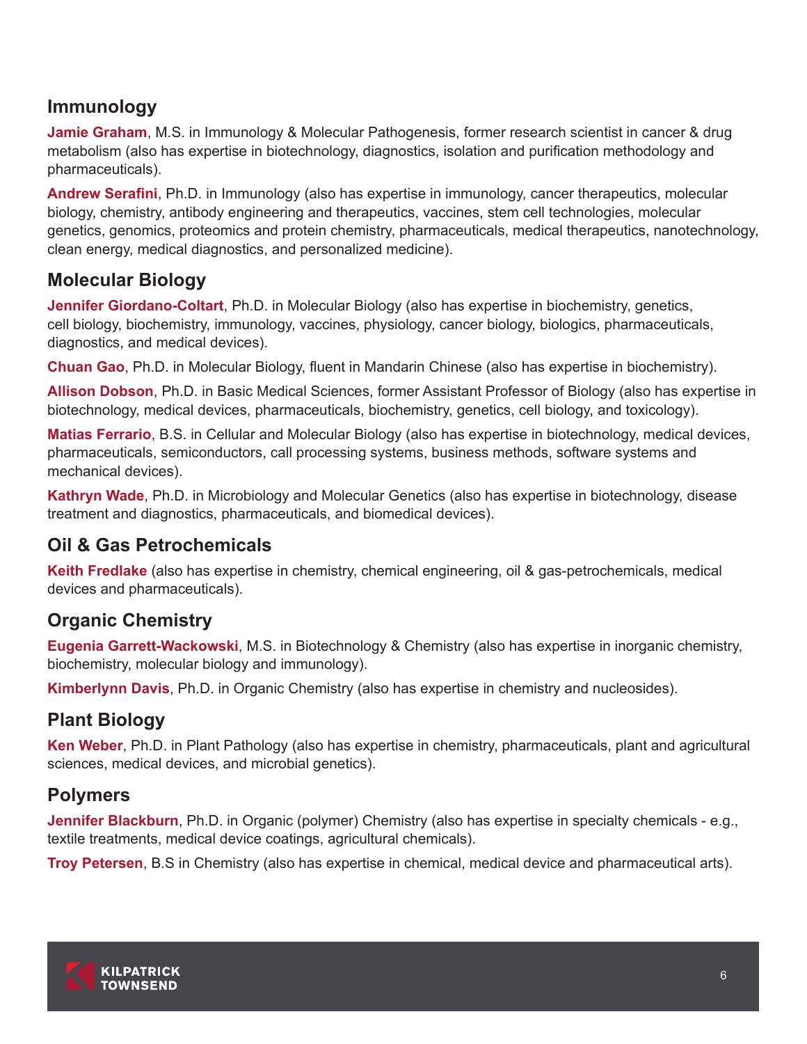## Immunology

**Jamie Graham**, M.S. in Immunology & Molecular Pathogenesis, former research scientist in cancer & drug metabolism (also has expertise in biotechnology, diagnostics, isolation and purification methodology and pharmaceuticals).

**Andrew Serafini**, Ph.D. in Immunology (also has expertise in immunology, cancer therapeutics, molecular biology, chemistry, antibody engineering and therapeutics, vaccines, stem cell technologies, molecular genetics, genomics, proteomics and protein chemistry, pharmaceuticals, medical therapeutics, nanotechnology, clean energy, medical diagnostics, and personalized medicine).

## Molecular Biology

**Jennifer Giordano-Coltart**, Ph.D. in Molecular Biology (also has expertise in biochemistry, genetics, cell biology, biochemistry, immunology, vaccines, physiology, cancer biology, biologics, pharmaceuticals, diagnostics, and medical devices).

**Chuan Gao**, Ph.D. in Molecular Biology, fluent in Mandarin Chinese (also has expertise in biochemistry).

**Allison Dobson**, Ph.D. in Basic Medical Sciences, former Assistant Professor of Biology (also has expertise in biotechnology, medical devices, pharmaceuticals, biochemistry, genetics, cell biology, and toxicology).

**Matias Ferrario**, B.S. in Cellular and Molecular Biology (also has expertise in biotechnology, medical devices, pharmaceuticals, semiconductors, call processing systems, business methods, software systems and mechanical devices).

**Kathryn Wade**, Ph.D. in Microbiology and Molecular Genetics (also has expertise in biotechnology, disease treatment and diagnostics, pharmaceuticals, and biomedical devices).

## Oil & Gas Petrochemicals

**Keith Fredlake** (also has expertise in chemistry, chemical engineering, oil & gas-petrochemicals, medical devices and pharmaceuticals).

## Organic Chemistry

**Eugenia Garrett-Wackowski**, M.S. in Biotechnology & Chemistry (also has expertise in inorganic chemistry, biochemistry, molecular biology and immunology).

**Kimberlynn Davis**, Ph.D. in Organic Chemistry (also has expertise in chemistry and nucleosides).

## Plant Biology

**Ken Weber**, Ph.D. in Plant Pathology (also has expertise in chemistry, pharmaceuticals, plant and agricultural sciences, medical devices, and microbial genetics).

## Polymers

**Jennifer Blackburn**, Ph.D. in Organic (polymer) Chemistry (also has expertise in specialty chemicals - e.g., textile treatments, medical device coatings, agricultural chemicals).

**Troy Petersen**, B.S in Chemistry (also has expertise in chemical, medical device and pharmaceutical arts).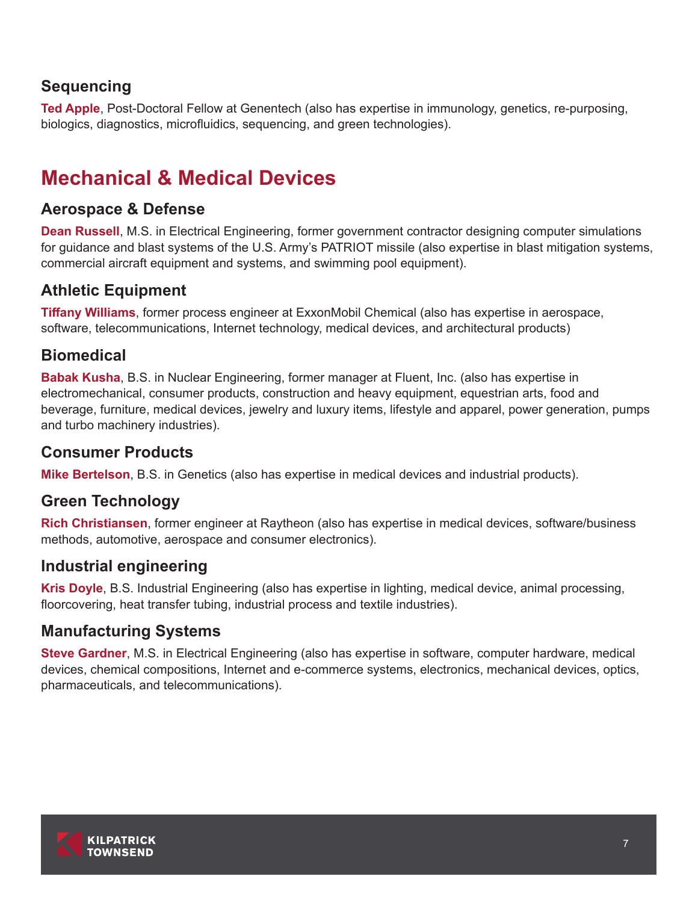### Sequencing

**Ted Apple**, Post-Doctoral Fellow at Genentech (also has expertise in immunology, genetics, re-purposing, biologics, diagnostics, microfluidics, sequencing, and green technologies).

## Mechanical & Medical Devices

### Aerospace & Defense

**Dean Russell**, M.S. in Electrical Engineering, former government contractor designing computer simulations for guidance and blast systems of the U.S. Army's PATRIOT missile (also expertise in blast mitigation systems, commercial aircraft equipment and systems, and swimming pool equipment).

### Athletic Equipment

**Tiffany Williams**, former process engineer at ExxonMobil Chemical (also has expertise in aerospace, software, telecommunications, Internet technology, medical devices, and architectural products)

### Biomedical

**Babak Kusha**, B.S. in Nuclear Engineering, former manager at Fluent, Inc. (also has expertise in electromechanical, consumer products, construction and heavy equipment, equestrian arts, food and beverage, furniture, medical devices, jewelry and luxury items, lifestyle and apparel, power generation, pumps and turbo machinery industries).

### Consumer Products

**Mike Bertelson**, B.S. in Genetics (also has expertise in medical devices and industrial products).

### Green Technology

**Rich Christiansen**, former engineer at Raytheon (also has expertise in medical devices, software/business methods, automotive, aerospace and consumer electronics).

### Industrial engineering

**Kris Doyle**, B.S. Industrial Engineering (also has expertise in lighting, medical device, animal processing, floorcovering, heat transfer tubing, industrial process and textile industries).

### Manufacturing Systems

**Steve Gardner**, M.S. in Electrical Engineering (also has expertise in software, computer hardware, medical devices, chemical compositions, Internet and e-commerce systems, electronics, mechanical devices, optics, pharmaceuticals, and telecommunications).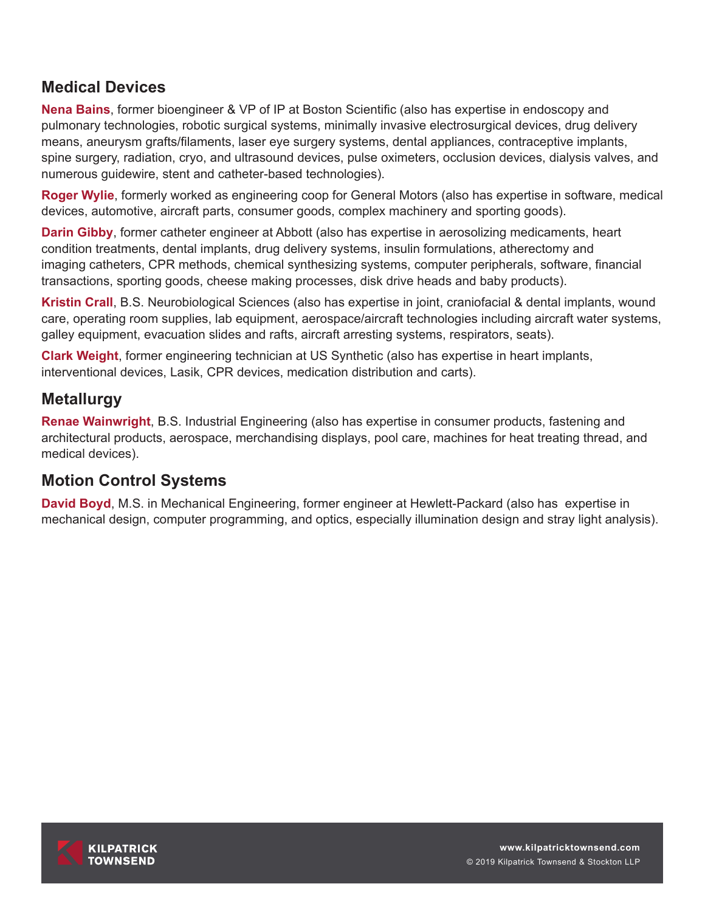## Medical Devices

**Nena Bains**, former bioengineer & VP of IP at Boston Scientific (also has expertise in endoscopy and pulmonary technologies, robotic surgical systems, minimally invasive electrosurgical devices, drug delivery means, aneurysm grafts/filaments, laser eye surgery systems, dental appliances, contraceptive implants, spine surgery, radiation, cryo, and ultrasound devices, pulse oximeters, occlusion devices, dialysis valves, and numerous guidewire, stent and catheter-based technologies).

**Roger Wylie**, formerly worked as engineering coop for General Motors (also has expertise in software, medical devices, automotive, aircraft parts, consumer goods, complex machinery and sporting goods).

**Darin Gibby**, former catheter engineer at Abbott (also has expertise in aerosolizing medicaments, heart condition treatments, dental implants, drug delivery systems, insulin formulations, atherectomy and imaging catheters, CPR methods, chemical synthesizing systems, computer peripherals, software, financial transactions, sporting goods, cheese making processes, disk drive heads and baby products).

**Kristin Crall**, B.S. Neurobiological Sciences (also has expertise in joint, craniofacial & dental implants, wound care, operating room supplies, lab equipment, aerospace/aircraft technologies including aircraft water systems, galley equipment, evacuation slides and rafts, aircraft arresting systems, respirators, seats).

**Clark Weight**, former engineering technician at US Synthetic (also has expertise in heart implants, interventional devices, Lasik, CPR devices, medication distribution and carts).

## Metallurgy

**Renae Wainwright**, B.S. Industrial Engineering (also has expertise in consumer products, fastening and architectural products, aerospace, merchandising displays, pool care, machines for heat treating thread, and medical devices).

## Motion Control Systems

**David Boyd**, M.S. in Mechanical Engineering, former engineer at Hewlett-Packard (also has expertise in mechanical design, computer programming, and optics, especially illumination design and stray light analysis).

KILPATRICK TOWNSEND

www.kilpatricktownsend.com
© 2019 Kilpatrick Townsend & Stockton LLP